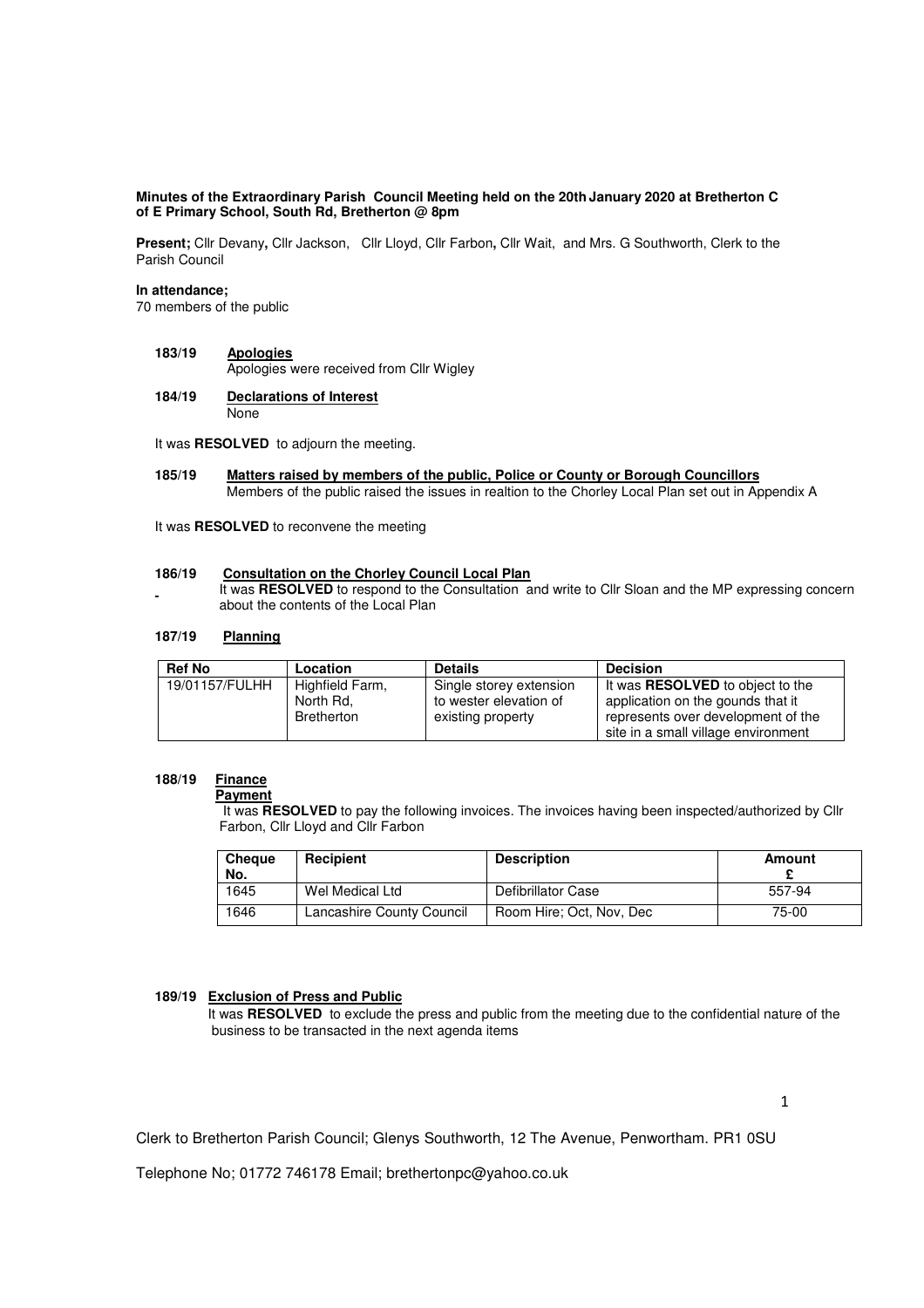**Minutes of the Extraordinary Parish Council Meeting held on the 20th January 2020 at Bretherton C of E Primary School, South Rd, Bretherton @ 8pm**

**Present;** Cllr Devany**,** Cllr Jackson, Cllr Lloyd, Cllr Farbon**,** Cllr Wait, and Mrs. G Southworth, Clerk to the Parish Council

**In attendance;**
70 members of the public

**183/19 Apologies**
Apologies were received from Cllr Wigley

**184/19 Declarations of Interest**
None

It was **RESOLVED** to adjourn the meeting.

**185/19 Matters raised by members of the public, Police or County or Borough Councillors**
Members of the public raised the issues in realtion to the Chorley Local Plan set out in Appendix A

It was **RESOLVED** to reconvene the meeting

**186/19 Consultation on the Chorley Council Local Plan**
It was **RESOLVED** to respond to the Consultation and write to Cllr Sloan and the MP expressing concern about the contents of the Local Plan

**187/19 Planning**

| Ref No | Location | Details | Decision |
|---|---|---|---|
| 19/01157/FULHH | Highfield Farm, North Rd, Bretherton | Single storey extension to wester elevation of existing property | It was **RESOLVED** to object to the application on the gounds that it represents over development of the site in a small village environment |

**188/19 Finance**
**Payment**
It was **RESOLVED** to pay the following invoices. The invoices having been inspected/authorized by Cllr Farbon, Cllr Lloyd and Cllr Farbon

| Cheque No. | Recipient | Description | Amount £ |
|---|---|---|---|
| 1645 | Wel Medical Ltd | Defibrillator Case | 557-94 |
| 1646 | Lancashire County Council | Room Hire; Oct, Nov, Dec | 75-00 |

**189/19 Exclusion of Press and Public**
It was **RESOLVED** to exclude the press and public from the meeting due to the confidential nature of the business to be transacted in the next agenda items

Clerk to Bretherton Parish Council; Glenys Southworth, 12 The Avenue, Penwortham. PR1 0SU

Telephone No; 01772 746178 Email; brethertonpc@yahoo.co.uk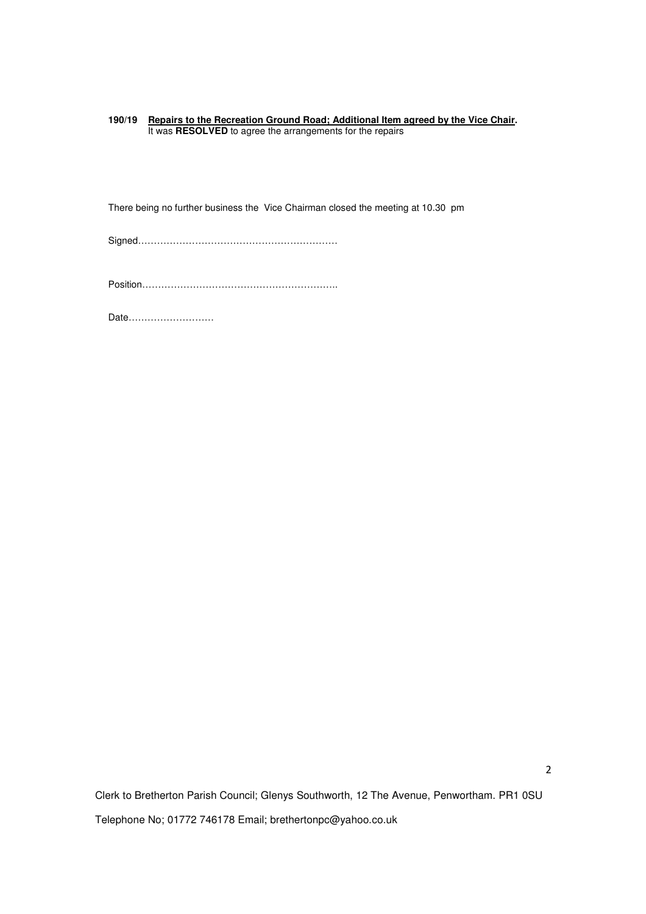**190/19** **Repairs to the Recreation Ground Road; Additional Item agreed by the Vice Chair.**
It was **RESOLVED** to agree the arrangements for the repairs

There being no further business the Vice Chairman closed the meeting at 10.30 pm

Signed……………………………………………………

Position……………………………………………………..

Date………………………

Clerk to Bretherton Parish Council; Glenys Southworth, 12 The Avenue, Penwortham. PR1 0SU

Telephone No; 01772 746178 Email; brethertonpc@yahoo.co.uk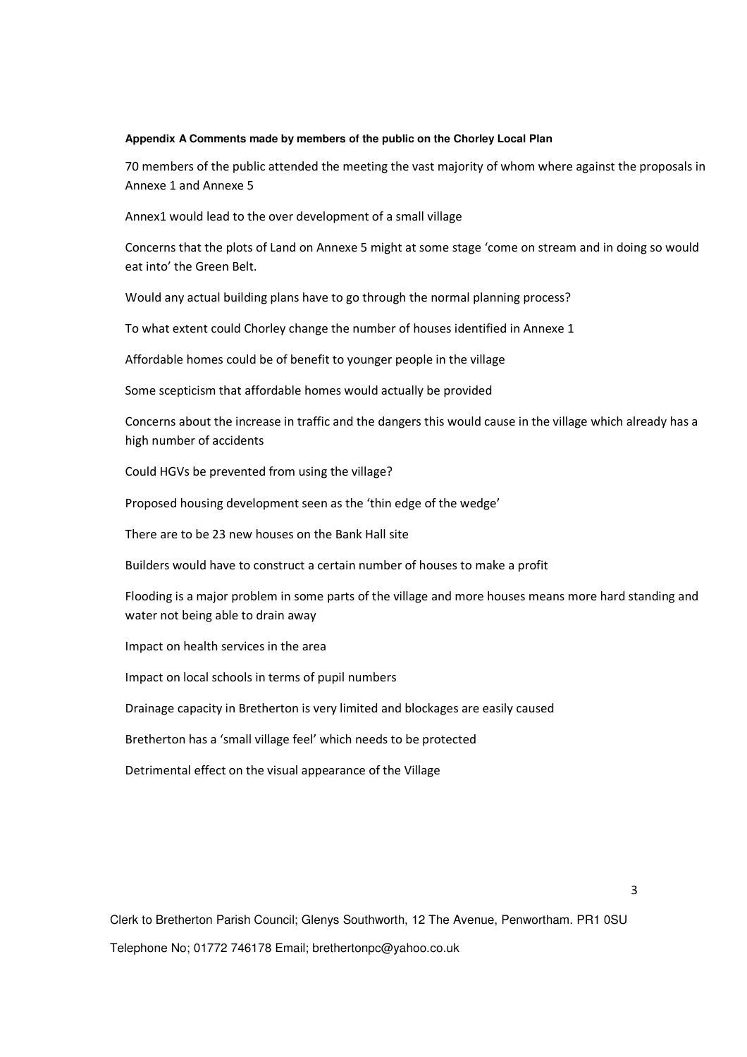**Appendix A Comments made by members of the public on the Chorley Local Plan**

70 members of the public attended the meeting the vast majority of whom where against the proposals in Annexe 1 and Annexe 5

Annex1 would lead to the over development of a small village

Concerns that the plots of Land on Annexe 5 might at some stage 'come on stream and in doing so would eat into' the Green Belt.

Would any actual building plans have to go through the normal planning process?

To what extent could Chorley change the number of houses identified in Annexe 1

Affordable homes could be of benefit to younger people in the village

Some scepticism that affordable homes would actually be provided

Concerns about the increase in traffic and the dangers this would cause in the village which already has a high number of accidents

Could HGVs be prevented from using the village?

Proposed housing development seen as the 'thin edge of the wedge'

There are to be 23 new houses on the Bank Hall site

Builders would have to construct a certain number of houses to make a profit

Flooding is a major problem in some parts of the village and more houses means more hard standing and water not being able to drain away

Impact on health services in the area

Impact on local schools in terms of pupil numbers

Drainage capacity in Bretherton is very limited and blockages are easily caused

Bretherton has a 'small village feel' which needs to be protected

Detrimental effect on the visual appearance of the Village